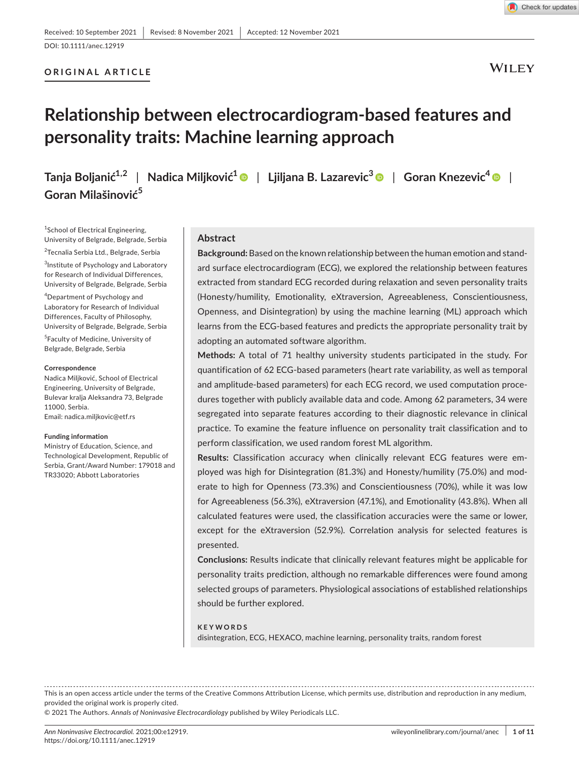Received: 10 September 2021 | Revised: 8 November 2021 | Accepted: 12 November 2021

DOI: 10.1111/anec.12919

ORIGINAL ARTICLE

# Relationship between electrocardiogram-based features and personality traits: Machine learning approach

**Tanja Boljanić[1,2] | Nadica Miljković[1] | Ljiljana B. Lazarevic[3] | Goran Knezevic[4] | Goran Milašinović[5]**

[1]School of Electrical Engineering, University of Belgrade, Belgrade, Serbia

[2]Tecnalia Serbia Ltd., Belgrade, Serbia

[3]Institute of Psychology and Laboratory for Research of Individual Differences, University of Belgrade, Belgrade, Serbia

[4]Department of Psychology and Laboratory for Research of Individual Differences, Faculty of Philosophy, University of Belgrade, Belgrade, Serbia

[5]Faculty of Medicine, University of Belgrade, Belgrade, Serbia

**Correspondence**

Nadica Miljković, School of Electrical Engineering, University of Belgrade, Bulevar kralja Aleksandra 73, Belgrade 11000, Serbia.
Email: nadica.miljkovic@etf.rs

**Funding information**

Ministry of Education, Science, and Technological Development, Republic of Serbia, Grant/Award Number: 179018 and TR33020; Abbott Laboratories

## Abstract

**Background:** Based on the known relationship between the human emotion and standard surface electrocardiogram (ECG), we explored the relationship between features extracted from standard ECG recorded during relaxation and seven personality traits (Honesty/humility, Emotionality, eXtraversion, Agreeableness, Conscientiousness, Openness, and Disintegration) by using the machine learning (ML) approach which learns from the ECG-based features and predicts the appropriate personality trait by adopting an automated software algorithm.

**Methods:** A total of 71 healthy university students participated in the study. For quantification of 62 ECG-based parameters (heart rate variability, as well as temporal and amplitude-based parameters) for each ECG record, we used computation procedures together with publicly available data and code. Among 62 parameters, 34 were segregated into separate features according to their diagnostic relevance in clinical practice. To examine the feature influence on personality trait classification and to perform classification, we used random forest ML algorithm.

**Results:** Classification accuracy when clinically relevant ECG features were employed was high for Disintegration (81.3%) and Honesty/humility (75.0%) and moderate to high for Openness (73.3%) and Conscientiousness (70%), while it was low for Agreeableness (56.3%), eXtraversion (47.1%), and Emotionality (43.8%). When all calculated features were used, the classification accuracies were the same or lower, except for the eXtraversion (52.9%). Correlation analysis for selected features is presented.

**Conclusions:** Results indicate that clinically relevant features might be applicable for personality traits prediction, although no remarkable differences were found among selected groups of parameters. Physiological associations of established relationships should be further explored.

**KEYWORDS**

disintegration, ECG, HEXACO, machine learning, personality traits, random forest

---

This is an open access article under the terms of the Creative Commons Attribution License, which permits use, distribution and reproduction in any medium, provided the original work is properly cited.

© 2021 The Authors. *Annals of Noninvasive Electrocardiology* published by Wiley Periodicals LLC.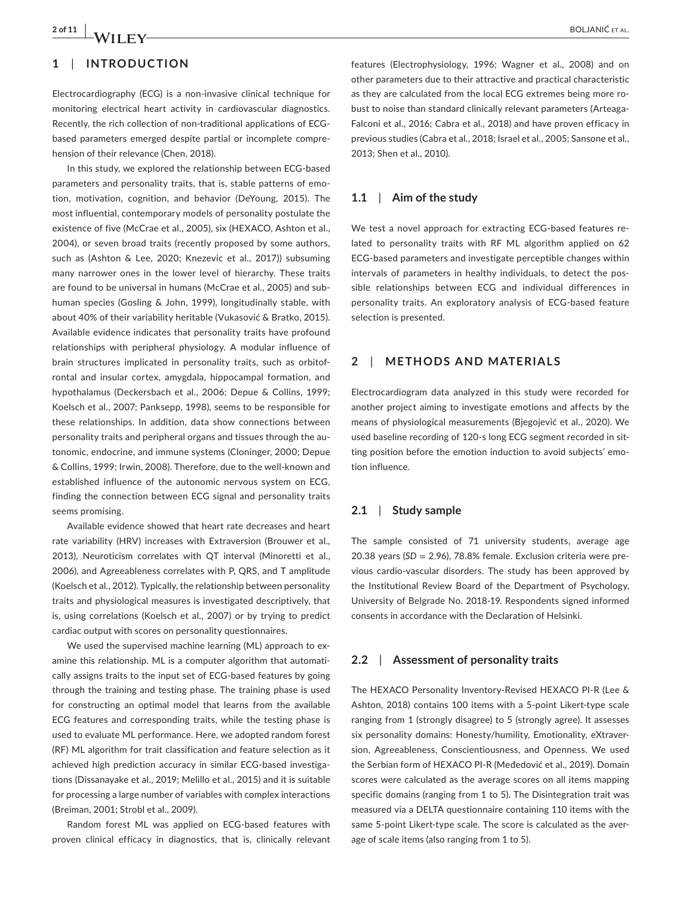## 1 | INTRODUCTION

Electrocardiography (ECG) is a non-invasive clinical technique for monitoring electrical heart activity in cardiovascular diagnostics. Recently, the rich collection of non-traditional applications of ECG-based parameters emerged despite partial or incomplete comprehension of their relevance (Chen, 2018).

In this study, we explored the relationship between ECG-based parameters and personality traits, that is, stable patterns of emotion, motivation, cognition, and behavior (DeYoung, 2015). The most influential, contemporary models of personality postulate the existence of five (McCrae et al., 2005), six (HEXACO, Ashton et al., 2004), or seven broad traits (recently proposed by some authors, such as (Ashton & Lee, 2020; Knezevic et al., 2017)) subsuming many narrower ones in the lower level of hierarchy. These traits are found to be universal in humans (McCrae et al., 2005) and subhuman species (Gosling & John, 1999), longitudinally stable, with about 40% of their variability heritable (Vukasović & Bratko, 2015). Available evidence indicates that personality traits have profound relationships with peripheral physiology. A modular influence of brain structures implicated in personality traits, such as orbitofrontal and insular cortex, amygdala, hippocampal formation, and hypothalamus (Deckersbach et al., 2006; Depue & Collins, 1999; Koelsch et al., 2007; Panksepp, 1998), seems to be responsible for these relationships. In addition, data show connections between personality traits and peripheral organs and tissues through the autonomic, endocrine, and immune systems (Cloninger, 2000; Depue & Collins, 1999; Irwin, 2008). Therefore, due to the well-known and established influence of the autonomic nervous system on ECG, finding the connection between ECG signal and personality traits seems promising.

Available evidence showed that heart rate decreases and heart rate variability (HRV) increases with Extraversion (Brouwer et al., 2013), Neuroticism correlates with QT interval (Minoretti et al., 2006), and Agreeableness correlates with P, QRS, and T amplitude (Koelsch et al., 2012). Typically, the relationship between personality traits and physiological measures is investigated descriptively, that is, using correlations (Koelsch et al., 2007) or by trying to predict cardiac output with scores on personality questionnaires.

We used the supervised machine learning (ML) approach to examine this relationship. ML is a computer algorithm that automatically assigns traits to the input set of ECG-based features by going through the training and testing phase. The training phase is used for constructing an optimal model that learns from the available ECG features and corresponding traits, while the testing phase is used to evaluate ML performance. Here, we adopted random forest (RF) ML algorithm for trait classification and feature selection as it achieved high prediction accuracy in similar ECG-based investigations (Dissanayake et al., 2019; Melillo et al., 2015) and it is suitable for processing a large number of variables with complex interactions (Breiman, 2001; Strobl et al., 2009).

Random forest ML was applied on ECG-based features with proven clinical efficacy in diagnostics, that is, clinically relevant features (Electrophysiology, 1996; Wagner et al., 2008) and on other parameters due to their attractive and practical characteristic as they are calculated from the local ECG extremes being more robust to noise than standard clinically relevant parameters (Arteaga-Falconi et al., 2016; Cabra et al., 2018) and have proven efficacy in previous studies (Cabra et al., 2018; Israel et al., 2005; Sansone et al., 2013; Shen et al., 2010).

### 1.1 | Aim of the study

We test a novel approach for extracting ECG-based features related to personality traits with RF ML algorithm applied on 62 ECG-based parameters and investigate perceptible changes within intervals of parameters in healthy individuals, to detect the possible relationships between ECG and individual differences in personality traits. An exploratory analysis of ECG-based feature selection is presented.

## 2 | METHODS AND MATERIALS

Electrocardiogram data analyzed in this study were recorded for another project aiming to investigate emotions and affects by the means of physiological measurements (Bjegojević et al., 2020). We used baseline recording of 120-s long ECG segment recorded in sitting position before the emotion induction to avoid subjects' emotion influence.

### 2.1 | Study sample

The sample consisted of 71 university students, average age 20.38 years (*SD* = 2.96), 78.8% female. Exclusion criteria were previous cardio-vascular disorders. The study has been approved by the Institutional Review Board of the Department of Psychology, University of Belgrade No. 2018-19. Respondents signed informed consents in accordance with the Declaration of Helsinki.

### 2.2 | Assessment of personality traits

The HEXACO Personality Inventory-Revised HEXACO PI-R (Lee & Ashton, 2018) contains 100 items with a 5-point Likert-type scale ranging from 1 (strongly disagree) to 5 (strongly agree). It assesses six personality domains: Honesty/humility, Emotionality, eXtraversion, Agreeableness, Conscientiousness, and Openness. We used the Serbian form of HEXACO PI-R (Međedović et al., 2019). Domain scores were calculated as the average scores on all items mapping specific domains (ranging from 1 to 5). The Disintegration trait was measured via a DELTA questionnaire containing 110 items with the same 5-point Likert-type scale. The score is calculated as the average of scale items (also ranging from 1 to 5).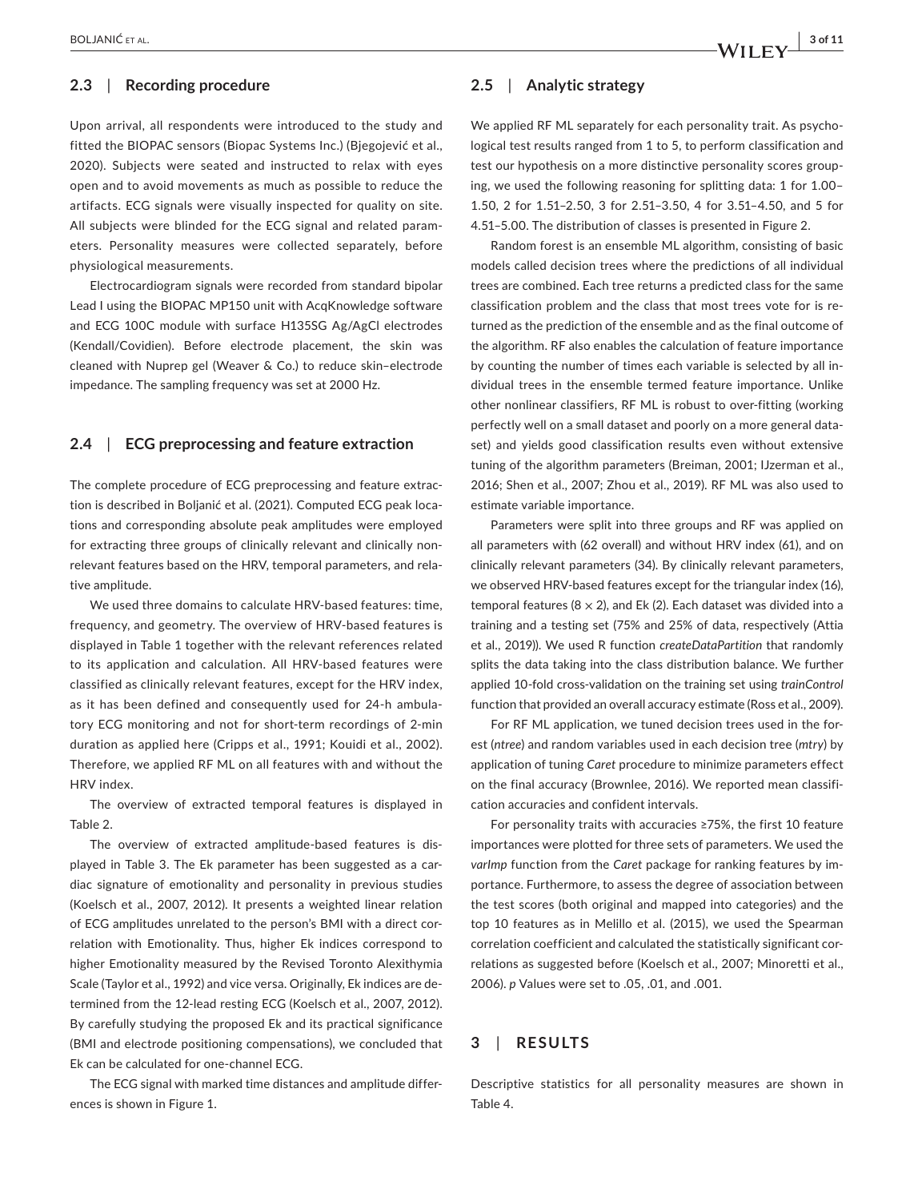### 2.3 | Recording procedure

Upon arrival, all respondents were introduced to the study and fitted the BIOPAC sensors (Biopac Systems Inc.) (Bjegojević et al., 2020). Subjects were seated and instructed to relax with eyes open and to avoid movements as much as possible to reduce the artifacts. ECG signals were visually inspected for quality on site. All subjects were blinded for the ECG signal and related parameters. Personality measures were collected separately, before physiological measurements.

Electrocardiogram signals were recorded from standard bipolar Lead I using the BIOPAC MP150 unit with AcqKnowledge software and ECG 100C module with surface H135SG Ag/AgCl electrodes (Kendall/Covidien). Before electrode placement, the skin was cleaned with Nuprep gel (Weaver & Co.) to reduce skin–electrode impedance. The sampling frequency was set at 2000 Hz.

### 2.4 | ECG preprocessing and feature extraction

The complete procedure of ECG preprocessing and feature extraction is described in Boljanić et al. (2021). Computed ECG peak locations and corresponding absolute peak amplitudes were employed for extracting three groups of clinically relevant and clinically nonrelevant features based on the HRV, temporal parameters, and relative amplitude.

We used three domains to calculate HRV-based features: time, frequency, and geometry. The overview of HRV-based features is displayed in Table 1 together with the relevant references related to its application and calculation. All HRV-based features were classified as clinically relevant features, except for the HRV index, as it has been defined and consequently used for 24-h ambulatory ECG monitoring and not for short-term recordings of 2-min duration as applied here (Cripps et al., 1991; Kouidi et al., 2002). Therefore, we applied RF ML on all features with and without the HRV index.

The overview of extracted temporal features is displayed in Table 2.

The overview of extracted amplitude-based features is displayed in Table 3. The Ek parameter has been suggested as a cardiac signature of emotionality and personality in previous studies (Koelsch et al., 2007, 2012). It presents a weighted linear relation of ECG amplitudes unrelated to the person's BMI with a direct correlation with Emotionality. Thus, higher Ek indices correspond to higher Emotionality measured by the Revised Toronto Alexithymia Scale (Taylor et al., 1992) and vice versa. Originally, Ek indices are determined from the 12-lead resting ECG (Koelsch et al., 2007, 2012). By carefully studying the proposed Ek and its practical significance (BMI and electrode positioning compensations), we concluded that Ek can be calculated for one-channel ECG.

The ECG signal with marked time distances and amplitude differences is shown in Figure 1.

### 2.5 | Analytic strategy

We applied RF ML separately for each personality trait. As psychological test results ranged from 1 to 5, to perform classification and test our hypothesis on a more distinctive personality scores grouping, we used the following reasoning for splitting data: 1 for 1.00–1.50, 2 for 1.51–2.50, 3 for 2.51–3.50, 4 for 3.51–4.50, and 5 for 4.51–5.00. The distribution of classes is presented in Figure 2.

Random forest is an ensemble ML algorithm, consisting of basic models called decision trees where the predictions of all individual trees are combined. Each tree returns a predicted class for the same classification problem and the class that most trees vote for is returned as the prediction of the ensemble and as the final outcome of the algorithm. RF also enables the calculation of feature importance by counting the number of times each variable is selected by all individual trees in the ensemble termed feature importance. Unlike other nonlinear classifiers, RF ML is robust to over-fitting (working perfectly well on a small dataset and poorly on a more general dataset) and yields good classification results even without extensive tuning of the algorithm parameters (Breiman, 2001; IJzerman et al., 2016; Shen et al., 2007; Zhou et al., 2019). RF ML was also used to estimate variable importance.

Parameters were split into three groups and RF was applied on all parameters with (62 overall) and without HRV index (61), and on clinically relevant parameters (34). By clinically relevant parameters, we observed HRV-based features except for the triangular index (16), temporal features ($8 \times 2$), and Ek (2). Each dataset was divided into a training and a testing set (75% and 25% of data, respectively (Attia et al., 2019)). We used R function *createDataPartition* that randomly splits the data taking into the class distribution balance. We further applied 10-fold cross-validation on the training set using *trainControl* function that provided an overall accuracy estimate (Ross et al., 2009).

For RF ML application, we tuned decision trees used in the forest (*ntree*) and random variables used in each decision tree (*mtry*) by application of tuning *Caret* procedure to minimize parameters effect on the final accuracy (Brownlee, 2016). We reported mean classification accuracies and confident intervals.

For personality traits with accuracies ≥75%, the first 10 feature importances were plotted for three sets of parameters. We used the *varImp* function from the *Caret* package for ranking features by importance. Furthermore, to assess the degree of association between the test scores (both original and mapped into categories) and the top 10 features as in Melillo et al. (2015), we used the Spearman correlation coefficient and calculated the statistically significant correlations as suggested before (Koelsch et al., 2007; Minoretti et al., 2006). *p* Values were set to .05, .01, and .001.

## 3 | RESULTS

Descriptive statistics for all personality measures are shown in Table 4.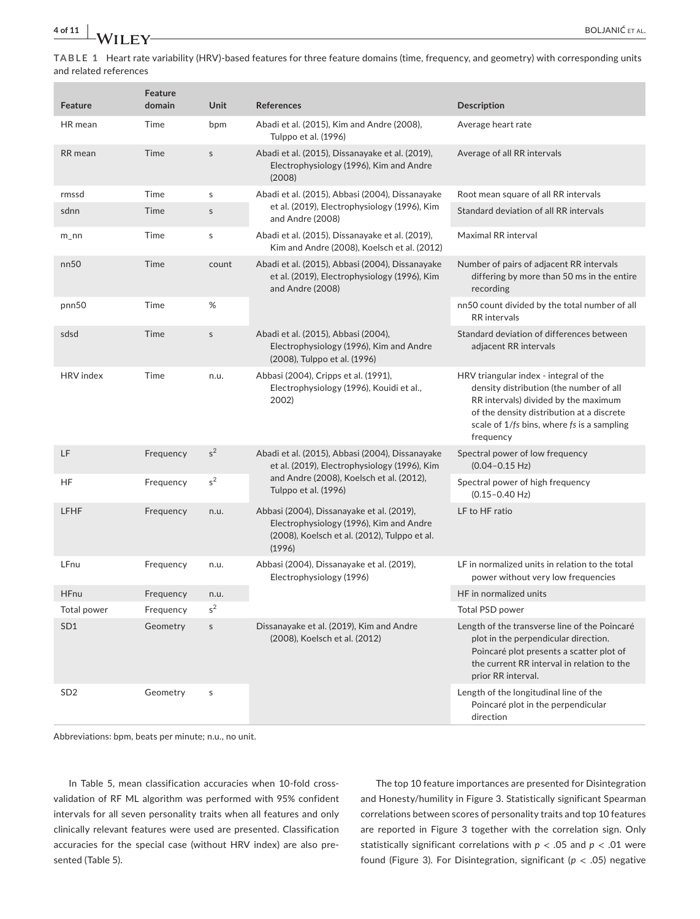**TABLE 1** Heart rate variability (HRV)-based features for three feature domains (time, frequency, and geometry) with corresponding units and related references

| Feature | Feature domain | Unit | References | Description |
|---|---|---|---|---|
| HR mean | Time | bpm | Abadi et al. (2015), Kim and Andre (2008), Tulppo et al. (1996) | Average heart rate |
| RR mean | Time | s | Abadi et al. (2015), Dissanayake et al. (2019), Electrophysiology (1996), Kim and Andre (2008) | Average of all RR intervals |
| rmssd | Time | s | Abadi et al. (2015), Abbasi (2004), Dissanayake et al. (2019), Electrophysiology (1996), Kim and Andre (2008) | Root mean square of all RR intervals |
| sdnn | Time | s | | Standard deviation of all RR intervals |
| m_nn | Time | s | Abadi et al. (2015), Dissanayake et al. (2019), Kim and Andre (2008), Koelsch et al. (2012) | Maximal RR interval |
| nn50 | Time | count | Abadi et al. (2015), Abbasi (2004), Dissanayake et al. (2019), Electrophysiology (1996), Kim and Andre (2008) | Number of pairs of adjacent RR intervals differing by more than 50 ms in the entire recording |
| pnn50 | Time | % | | nn50 count divided by the total number of all RR intervals |
| sdsd | Time | s | Abadi et al. (2015), Abbasi (2004), Electrophysiology (1996), Kim and Andre (2008), Tulppo et al. (1996) | Standard deviation of differences between adjacent RR intervals |
| HRV index | Time | n.u. | Abbasi (2004), Cripps et al. (1991), Electrophysiology (1996), Kouidi et al., 2002) | HRV triangular index - integral of the density distribution (the number of all RR intervals) divided by the maximum of the density distribution at a discrete scale of $1/fs$ bins, where $fs$ is a sampling frequency |
| LF | Frequency | $s^2$ | Abadi et al. (2015), Abbasi (2004), Dissanayake et al. (2019), Electrophysiology (1996), Kim and Andre (2008), Koelsch et al. (2012), Tulppo et al. (1996) | Spectral power of low frequency (0.04–0.15 Hz) |
| HF | Frequency | $s^2$ | | Spectral power of high frequency (0.15–0.40 Hz) |
| LFHF | Frequency | n.u. | Abbasi (2004), Dissanayake et al. (2019), Electrophysiology (1996), Kim and Andre (2008), Koelsch et al. (2012), Tulppo et al. (1996) | LF to HF ratio |
| LFnu | Frequency | n.u. | Abbasi (2004), Dissanayake et al. (2019), Electrophysiology (1996) | LF in normalized units in relation to the total power without very low frequencies |
| HFnu | Frequency | n.u. | | HF in normalized units |
| Total power | Frequency | $s^2$ | | Total PSD power |
| SD1 | Geometry | s | Dissanayake et al. (2019), Kim and Andre (2008), Koelsch et al. (2012) | Length of the transverse line of the Poincaré plot in the perpendicular direction. Poincaré plot presents a scatter plot of the current RR interval in relation to the prior RR interval. |
| SD2 | Geometry | s | | Length of the longitudinal line of the Poincaré plot in the perpendicular direction |

Abbreviations: bpm, beats per minute; n.u., no unit.

In Table 5, mean classification accuracies when 10-fold cross-validation of RF ML algorithm was performed with 95% confident intervals for all seven personality traits when all features and only clinically relevant features were used are presented. Classification accuracies for the special case (without HRV index) are also presented (Table 5).

The top 10 feature importances are presented for Disintegration and Honesty/humility in Figure 3. Statistically significant Spearman correlations between scores of personality traits and top 10 features are reported in Figure 3 together with the correlation sign. Only statistically significant correlations with $p < .05$ and $p < .01$ were found (Figure 3). For Disintegration, significant ($p < .05$) negative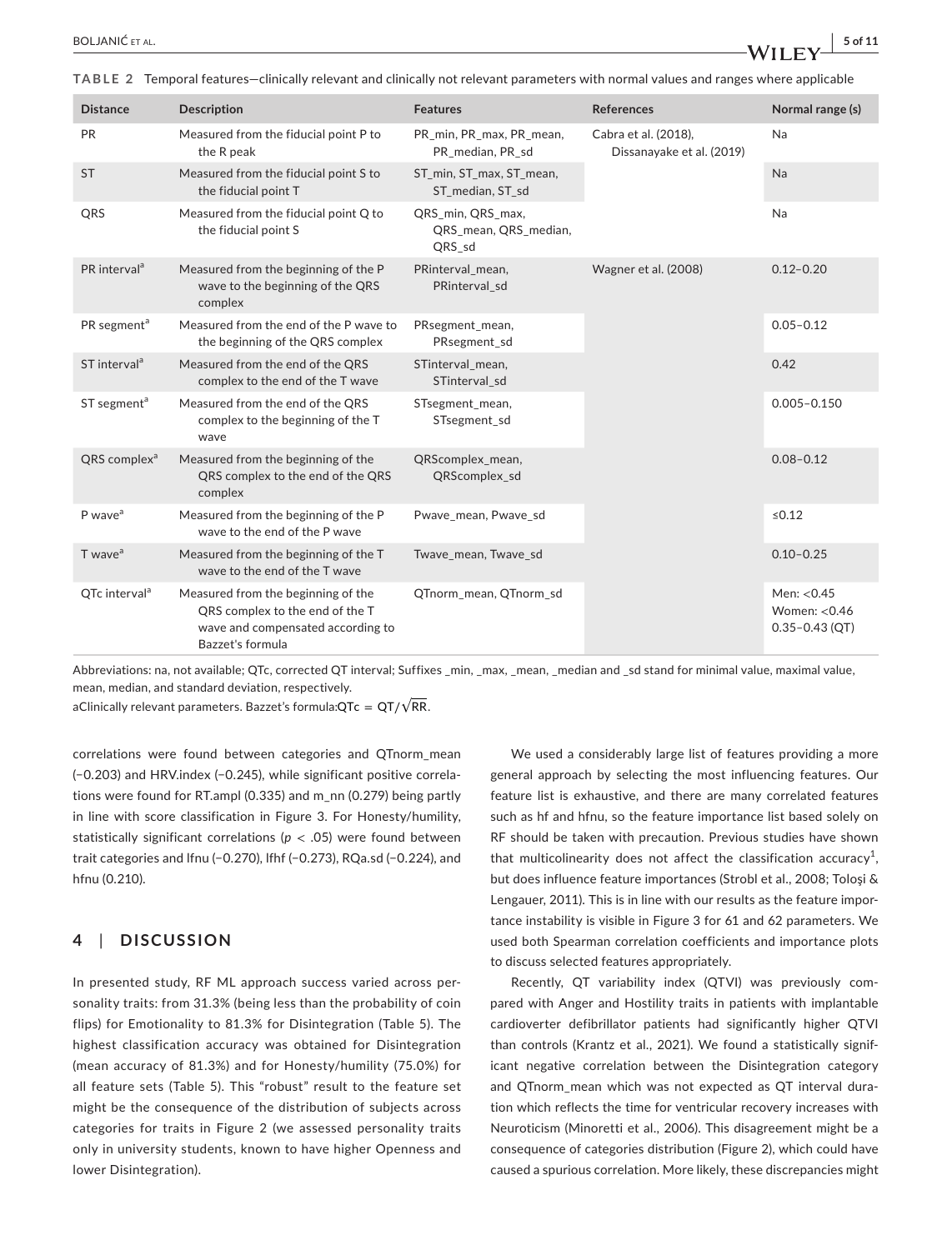**TABLE 2** Temporal features—clinically relevant and clinically not relevant parameters with normal values and ranges where applicable

| Distance | Description | Features | References | Normal range (s) |
|---|---|---|---|---|
| PR | Measured from the fiducial point P to the R peak | PR_min, PR_max, PR_mean, PR_median, PR_sd | Cabra et al. (2018), Dissanayake et al. (2019) | Na |
| ST | Measured from the fiducial point S to the fiducial point T | ST_min, ST_max, ST_mean, ST_median, ST_sd | | Na |
| QRS | Measured from the fiducial point Q to the fiducial point S | QRS_min, QRS_max, QRS_mean, QRS_median, QRS_sd | | Na |
| PR interval[a] | Measured from the beginning of the P wave to the beginning of the QRS complex | PRinterval_mean, PRinterval_sd | Wagner et al. (2008) | 0.12–0.20 |
| PR segment[a] | Measured from the end of the P wave to the beginning of the QRS complex | PRsegment_mean, PRsegment_sd | | 0.05–0.12 |
| ST interval[a] | Measured from the end of the QRS complex to the end of the T wave | STinterval_mean, STinterval_sd | | 0.42 |
| ST segment[a] | Measured from the end of the QRS complex to the beginning of the T wave | STsegment_mean, STsegment_sd | | 0.005–0.150 |
| QRS complex[a] | Measured from the beginning of the QRS complex to the end of the QRS complex | QRScomplex_mean, QRScomplex_sd | | 0.08–0.12 |
| P wave[a] | Measured from the beginning of the P wave to the end of the P wave | Pwave_mean, Pwave_sd | | ≤0.12 |
| T wave[a] | Measured from the beginning of the T wave to the end of the T wave | Twave_mean, Twave_sd | | 0.10–0.25 |
| QTc interval[a] | Measured from the beginning of the QRS complex to the end of the T wave and compensated according to Bazzet's formula | QTnorm_mean, QTnorm_sd | | Men: <0.45 Women: <0.46 0.35–0.43 (QT) |

Abbreviations: na, not available; QTc, corrected QT interval; Suffixes _min, _max, _mean, _median and _sd stand for minimal value, maximal value, mean, median, and standard deviation, respectively.

[a]Clinically relevant parameters. Bazzet's formula: $QTc = QT/\sqrt{RR}$.

correlations were found between categories and QTnorm_mean (−0.203) and HRV.index (−0.245), while significant positive correlations were found for RT.ampl (0.335) and m_nn (0.279) being partly in line with score classification in Figure 3. For Honesty/humility, statistically significant correlations ($p < .05$) were found between trait categories and lfnu (−0.270), lfhf (−0.273), RQa.sd (−0.224), and hfnu (0.210).

## 4 | DISCUSSION

In presented study, RF ML approach success varied across personality traits: from 31.3% (being less than the probability of coin flips) for Emotionality to 81.3% for Disintegration (Table 5). The highest classification accuracy was obtained for Disintegration (mean accuracy of 81.3%) and for Honesty/humility (75.0%) for all feature sets (Table 5). This "robust" result to the feature set might be the consequence of the distribution of subjects across categories for traits in Figure 2 (we assessed personality traits only in university students, known to have higher Openness and lower Disintegration).

We used a considerably large list of features providing a more general approach by selecting the most influencing features. Our feature list is exhaustive, and there are many correlated features such as hf and hfnu, so the feature importance list based solely on RF should be taken with precaution. Previous studies have shown that multicolinearity does not affect the classification accuracy[1], but does influence feature importances (Strobl et al., 2008; Toloşi & Lengauer, 2011). This is in line with our results as the feature importance instability is visible in Figure 3 for 61 and 62 parameters. We used both Spearman correlation coefficients and importance plots to discuss selected features appropriately.

Recently, QT variability index (QTVI) was previously compared with Anger and Hostility traits in patients with implantable cardioverter defibrillator patients had significantly higher QTVI than controls (Krantz et al., 2021). We found a statistically significant negative correlation between the Disintegration category and QTnorm_mean which was not expected as QT interval duration which reflects the time for ventricular recovery increases with Neuroticism (Minoretti et al., 2006). This disagreement might be a consequence of categories distribution (Figure 2), which could have caused a spurious correlation. More likely, these discrepancies might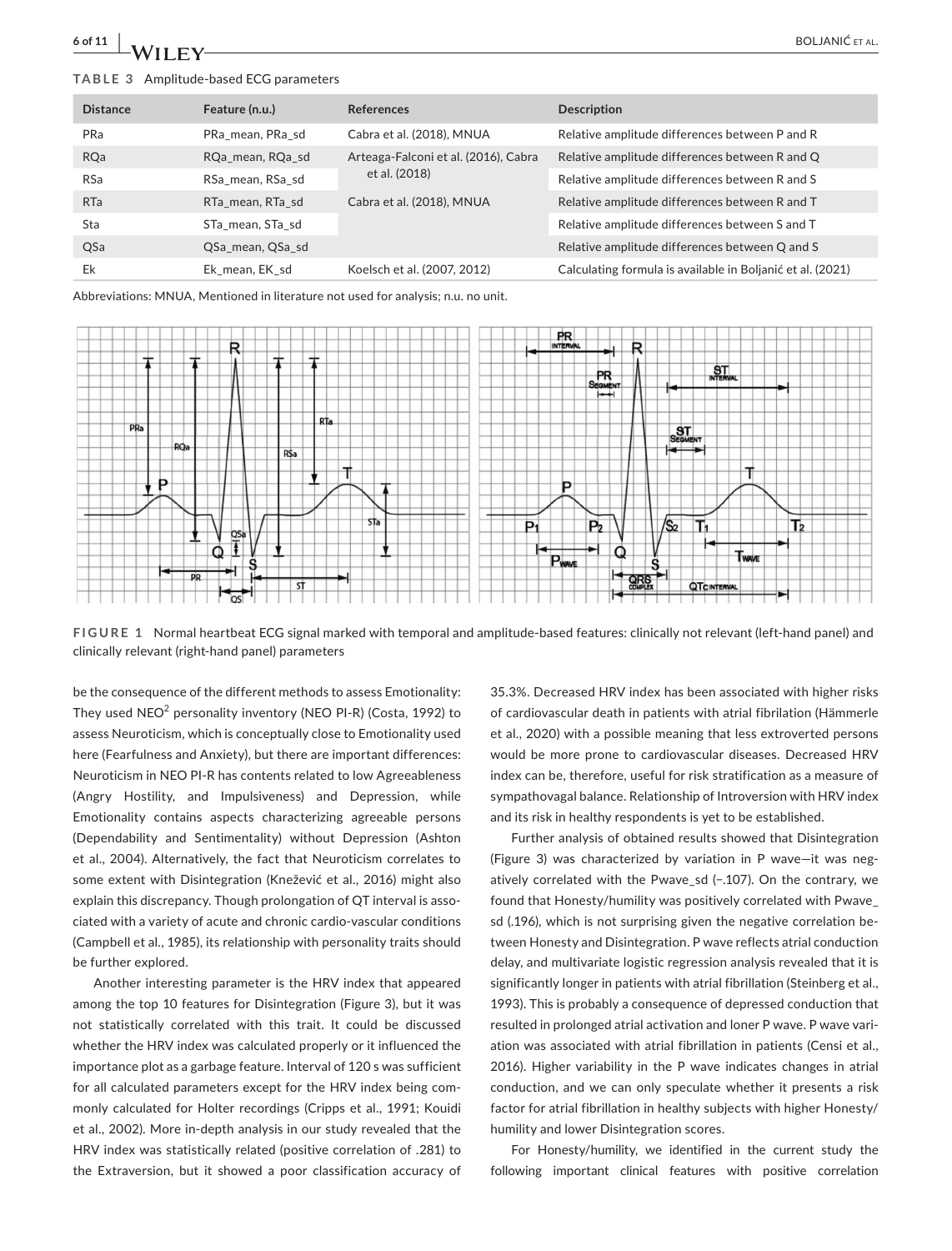**TABLE 3** Amplitude-based ECG parameters

| Distance | Feature (n.u.) | References | Description |
|---|---|---|---|
| PRa | PRa_mean, PRa_sd | Cabra et al. (2018), MNUA | Relative amplitude differences between P and R |
| RQa | RQa_mean, RQa_sd | Arteaga-Falconi et al. (2016), Cabra et al. (2018) | Relative amplitude differences between R and Q |
| RSa | RSa_mean, RSa_sd | | Relative amplitude differences between R and S |
| RTa | RTa_mean, RTa_sd | Cabra et al. (2018), MNUA | Relative amplitude differences between R and T |
| Sta | STa_mean, STa_sd | | Relative amplitude differences between S and T |
| QSa | QSa_mean, QSa_sd | | Relative amplitude differences between Q and S |
| Ek | Ek_mean, EK_sd | Koelsch et al. (2007, 2012) | Calculating formula is available in Boljanić et al. (2021) |

Abbreviations: MNUA, Mentioned in literature not used for analysis; n.u. no unit.

**FIGURE 1** Normal heartbeat ECG signal marked with temporal and amplitude-based features: clinically not relevant (left-hand panel) and clinically relevant (right-hand panel) parameters

be the consequence of the different methods to assess Emotionality: They used NEO[2] personality inventory (NEO PI-R) (Costa, 1992) to assess Neuroticism, which is conceptually close to Emotionality used here (Fearfulness and Anxiety), but there are important differences: Neuroticism in NEO PI-R has contents related to low Agreeableness (Angry Hostility, and Impulsiveness) and Depression, while Emotionality contains aspects characterizing agreeable persons (Dependability and Sentimentality) without Depression (Ashton et al., 2004). Alternatively, the fact that Neuroticism correlates to some extent with Disintegration (Knežević et al., 2016) might also explain this discrepancy. Though prolongation of QT interval is associated with a variety of acute and chronic cardio-vascular conditions (Campbell et al., 1985), its relationship with personality traits should be further explored.

Another interesting parameter is the HRV index that appeared among the top 10 features for Disintegration (Figure 3), but it was not statistically correlated with this trait. It could be discussed whether the HRV index was calculated properly or it influenced the importance plot as a garbage feature. Interval of 120 s was sufficient for all calculated parameters except for the HRV index being commonly calculated for Holter recordings (Cripps et al., 1991; Kouidi et al., 2002). More in-depth analysis in our study revealed that the HRV index was statistically related (positive correlation of .281) to the Extraversion, but it showed a poor classification accuracy of 35.3%. Decreased HRV index has been associated with higher risks of cardiovascular death in patients with atrial fibrilation (Hämmerle et al., 2020) with a possible meaning that less extroverted persons would be more prone to cardiovascular diseases. Decreased HRV index can be, therefore, useful for risk stratification as a measure of sympathovagal balance. Relationship of Introversion with HRV index and its risk in healthy respondents is yet to be established.

Further analysis of obtained results showed that Disintegration (Figure 3) was characterized by variation in P wave—it was negatively correlated with the Pwave_sd (−.107). On the contrary, we found that Honesty/humility was positively correlated with Pwave_sd (.196), which is not surprising given the negative correlation between Honesty and Disintegration. P wave reflects atrial conduction delay, and multivariate logistic regression analysis revealed that it is significantly longer in patients with atrial fibrillation (Steinberg et al., 1993). This is probably a consequence of depressed conduction that resulted in prolonged atrial activation and loner P wave. P wave variation was associated with atrial fibrillation in patients (Censi et al., 2016). Higher variability in the P wave indicates changes in atrial conduction, and we can only speculate whether it presents a risk factor for atrial fibrillation in healthy subjects with higher Honesty/humility and lower Disintegration scores.

For Honesty/humility, we identified in the current study the following important clinical features with positive correlation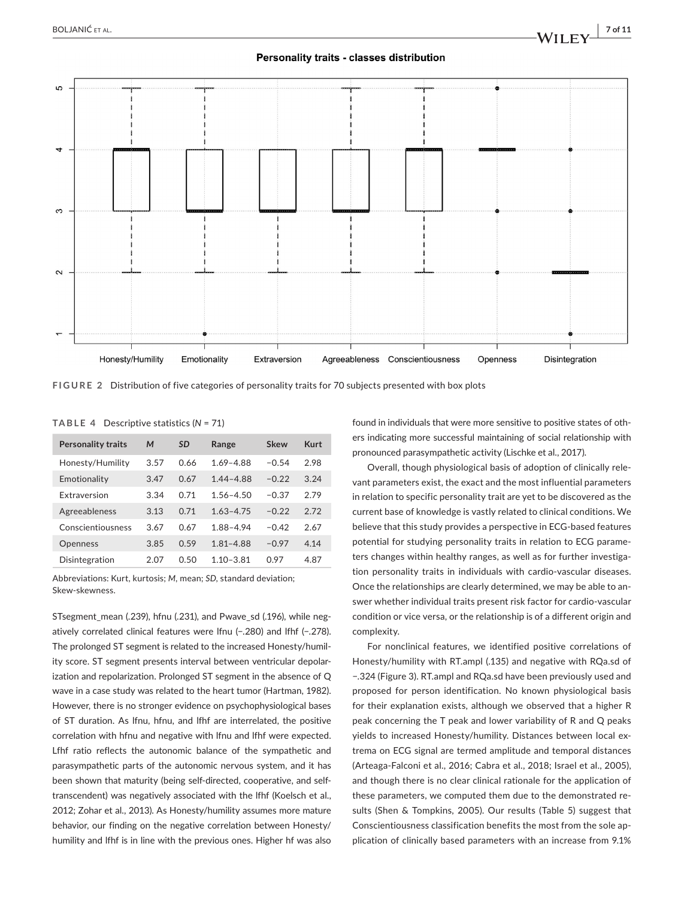**FIGURE 2** Distribution of five categories of personality traits for 70 subjects presented with box plots

**TABLE 4** Descriptive statistics (*N* = 71)

| Personality traits | *M* | *SD* | Range | Skew | Kurt |
|---|---|---|---|---|---|
| Honesty/Humility | 3.57 | 0.66 | 1.69–4.88 | −0.54 | 2.98 |
| Emotionality | 3.47 | 0.67 | 1.44–4.88 | −0.22 | 3.24 |
| Extraversion | 3.34 | 0.71 | 1.56–4.50 | −0.37 | 2.79 |
| Agreeableness | 3.13 | 0.71 | 1.63–4.75 | −0.22 | 2.72 |
| Conscientiousness | 3.67 | 0.67 | 1.88–4.94 | −0.42 | 2.67 |
| Openness | 3.85 | 0.59 | 1.81–4.88 | −0.97 | 4.14 |
| Disintegration | 2.07 | 0.50 | 1.10–3.81 | 0.97 | 4.87 |

Abbreviations: Kurt, kurtosis; *M*, mean; *SD*, standard deviation; Skew-skewness.

STsegment_mean (.239), hfnu (.231), and Pwave_sd (.196), while negatively correlated clinical features were lfnu (−.280) and lfhf (−.278). The prolonged ST segment is related to the increased Honesty/humility score. ST segment presents interval between ventricular depolarization and repolarization. Prolonged ST segment in the absence of Q wave in a case study was related to the heart tumor (Hartman, 1982). However, there is no stronger evidence on psychophysiological bases of ST duration. As lfnu, hfnu, and lfhf are interrelated, the positive correlation with hfnu and negative with lfnu and lfhf were expected. Lfhf ratio reflects the autonomic balance of the sympathetic and parasympathetic parts of the autonomic nervous system, and it has been shown that maturity (being self-directed, cooperative, and self-transcendent) was negatively associated with the lfhf (Koelsch et al., 2012; Zohar et al., 2013). As Honesty/humility assumes more mature behavior, our finding on the negative correlation between Honesty/humility and lfhf is in line with the previous ones. Higher hf was also found in individuals that were more sensitive to positive states of others indicating more successful maintaining of social relationship with pronounced parasympathetic activity (Lischke et al., 2017).

Overall, though physiological basis of adoption of clinically relevant parameters exist, the exact and the most influential parameters in relation to specific personality trait are yet to be discovered as the current base of knowledge is vastly related to clinical conditions. We believe that this study provides a perspective in ECG-based features potential for studying personality traits in relation to ECG parameters changes within healthy ranges, as well as for further investigation personality traits in individuals with cardio-vascular diseases. Once the relationships are clearly determined, we may be able to answer whether individual traits present risk factor for cardio-vascular condition or vice versa, or the relationship is of a different origin and complexity.

For nonclinical features, we identified positive correlations of Honesty/humility with RT.ampl (.135) and negative with RQa.sd of −.324 (Figure 3). RT.ampl and RQa.sd have been previously used and proposed for person identification. No known physiological basis for their explanation exists, although we observed that a higher R peak concerning the T peak and lower variability of R and Q peaks yields to increased Honesty/humility. Distances between local extrema on ECG signal are termed amplitude and temporal distances (Arteaga-Falconi et al., 2016; Cabra et al., 2018; Israel et al., 2005), and though there is no clear clinical rationale for the application of these parameters, we computed them due to the demonstrated results (Shen & Tompkins, 2005). Our results (Table 5) suggest that Conscientiousness classification benefits the most from the sole application of clinically based parameters with an increase from 9.1%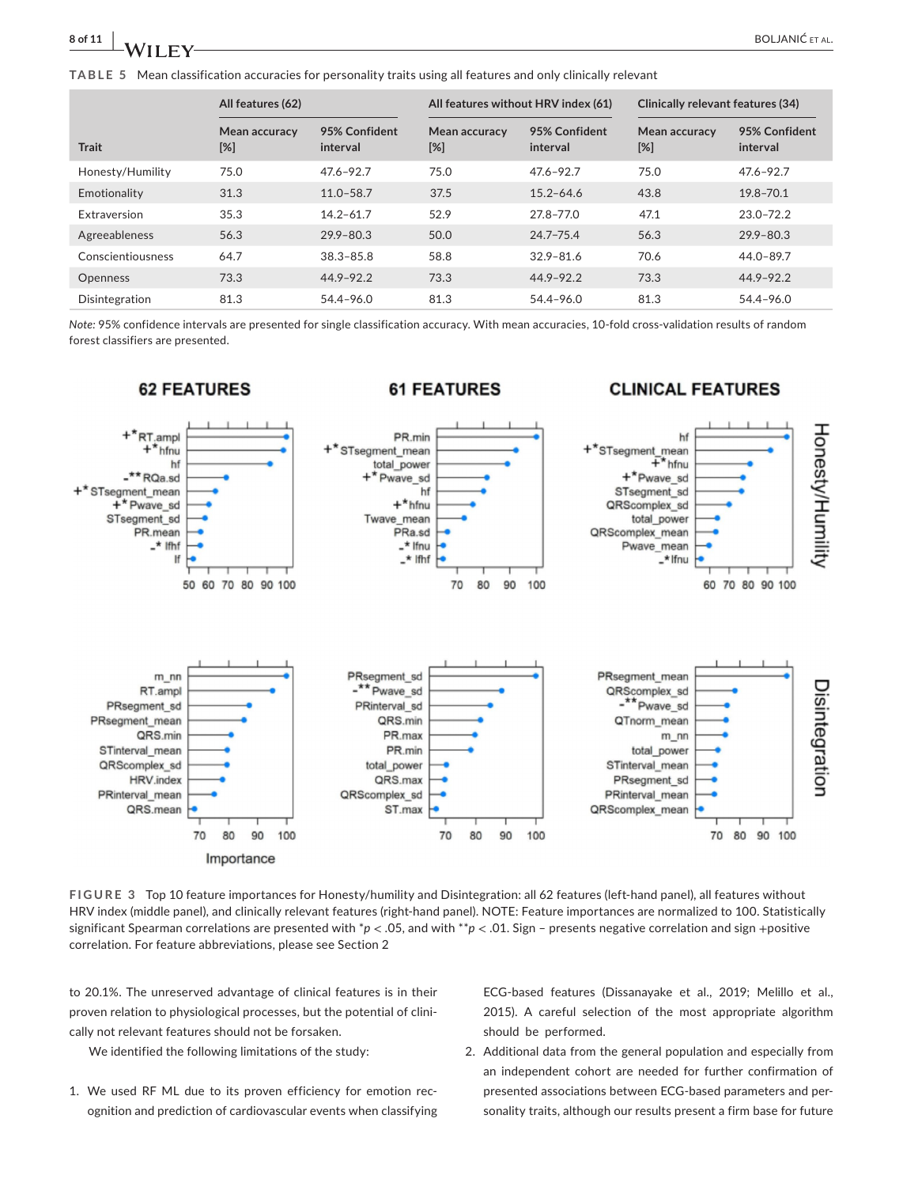**TABLE 5** Mean classification accuracies for personality traits using all features and only clinically relevant

| Trait | All features (62) | | All features without HRV index (61) | | Clinically relevant features (34) | |
|---|---|---|---|---|---|---|
| | Mean accuracy [%] | 95% Confident interval | Mean accuracy [%] | 95% Confident interval | Mean accuracy [%] | 95% Confident interval |
| Honesty/Humility | 75.0 | 47.6–92.7 | 75.0 | 47.6–92.7 | 75.0 | 47.6–92.7 |
| Emotionality | 31.3 | 11.0–58.7 | 37.5 | 15.2–64.6 | 43.8 | 19.8–70.1 |
| Extraversion | 35.3 | 14.2–61.7 | 52.9 | 27.8–77.0 | 47.1 | 23.0–72.2 |
| Agreeableness | 56.3 | 29.9–80.3 | 50.0 | 24.7–75.4 | 56.3 | 29.9–80.3 |
| Conscientiousness | 64.7 | 38.3–85.8 | 58.8 | 32.9–81.6 | 70.6 | 44.0–89.7 |
| Openness | 73.3 | 44.9–92.2 | 73.3 | 44.9–92.2 | 73.3 | 44.9–92.2 |
| Disintegration | 81.3 | 54.4–96.0 | 81.3 | 54.4–96.0 | 81.3 | 54.4–96.0 |

*Note:* 95% confidence intervals are presented for single classification accuracy. With mean accuracies, 10-fold cross-validation results of random forest classifiers are presented.

**FIGURE 3** Top 10 feature importances for Honesty/humility and Disintegration: all 62 features (left-hand panel), all features without HRV index (middle panel), and clinically relevant features (right-hand panel). NOTE: Feature importances are normalized to 100. Statistically significant Spearman correlations are presented with \*$p < .05$, and with \*\*$p < .01$. Sign – presents negative correlation and sign +positive correlation. For feature abbreviations, please see Section 2

to 20.1%. The unreserved advantage of clinical features is in their proven relation to physiological processes, but the potential of clinically not relevant features should not be forsaken.

We identified the following limitations of the study:

1. We used RF ML due to its proven efficiency for emotion recognition and prediction of cardiovascular events when classifying ECG-based features (Dissanayake et al., 2019; Melillo et al., 2015). A careful selection of the most appropriate algorithm should be performed.
2. Additional data from the general population and especially from an independent cohort are needed for further confirmation of presented associations between ECG-based parameters and personality traits, although our results present a firm base for future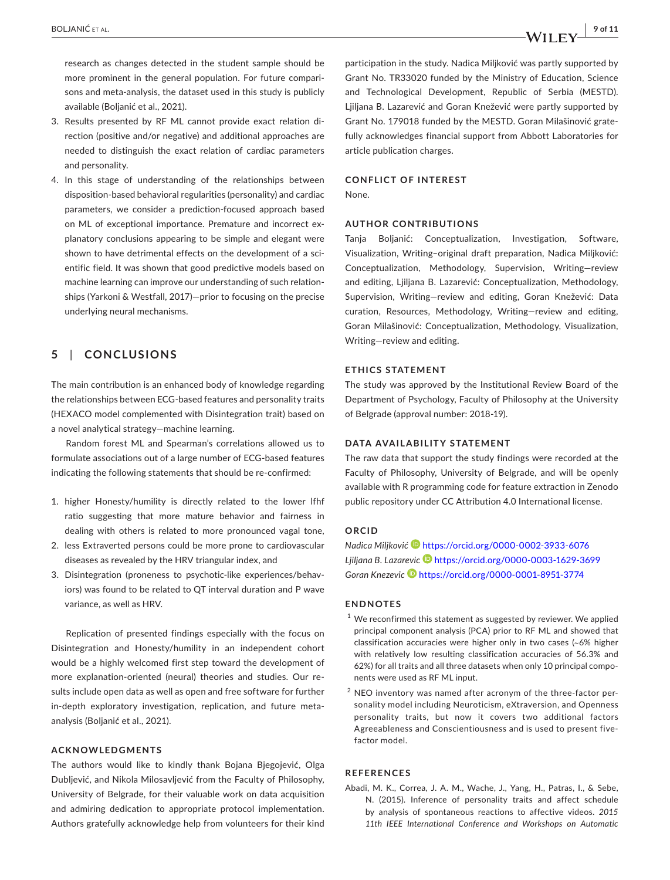research as changes detected in the student sample should be more prominent in the general population. For future comparisons and meta-analysis, the dataset used in this study is publicly available (Boljanić et al., 2021).

3. Results presented by RF ML cannot provide exact relation direction (positive and/or negative) and additional approaches are needed to distinguish the exact relation of cardiac parameters and personality.
4. In this stage of understanding of the relationships between disposition-based behavioral regularities (personality) and cardiac parameters, we consider a prediction-focused approach based on ML of exceptional importance. Premature and incorrect explanatory conclusions appearing to be simple and elegant were shown to have detrimental effects on the development of a scientific field. It was shown that good predictive models based on machine learning can improve our understanding of such relationships (Yarkoni & Westfall, 2017)—prior to focusing on the precise underlying neural mechanisms.

## 5 | CONCLUSIONS

The main contribution is an enhanced body of knowledge regarding the relationships between ECG-based features and personality traits (HEXACO model complemented with Disintegration trait) based on a novel analytical strategy—machine learning.

Random forest ML and Spearman's correlations allowed us to formulate associations out of a large number of ECG-based features indicating the following statements that should be re-confirmed:

1. higher Honesty/humility is directly related to the lower lfhf ratio suggesting that more mature behavior and fairness in dealing with others is related to more pronounced vagal tone,
2. less Extraverted persons could be more prone to cardiovascular diseases as revealed by the HRV triangular index, and
3. Disintegration (proneness to psychotic-like experiences/behaviors) was found to be related to QT interval duration and P wave variance, as well as HRV.

Replication of presented findings especially with the focus on Disintegration and Honesty/humility in an independent cohort would be a highly welcomed first step toward the development of more explanation-oriented (neural) theories and studies. Our results include open data as well as open and free software for further in-depth exploratory investigation, replication, and future meta-analysis (Boljanić et al., 2021).

### ACKNOWLEDGMENTS

The authors would like to kindly thank Bojana Bjegojević, Olga Dubljević, and Nikola Milosavljević from the Faculty of Philosophy, University of Belgrade, for their valuable work on data acquisition and admiring dedication to appropriate protocol implementation. Authors gratefully acknowledge help from volunteers for their kind participation in the study. Nadica Miljković was partly supported by Grant No. TR33020 funded by the Ministry of Education, Science and Technological Development, Republic of Serbia (MESTD). Ljiljana B. Lazarević and Goran Knežević were partly supported by Grant No. 179018 funded by the MESTD. Goran Milašinović gratefully acknowledges financial support from Abbott Laboratories for article publication charges.

### CONFLICT OF INTEREST

None.

### AUTHOR CONTRIBUTIONS

Tanja Boljanić: Conceptualization, Investigation, Software, Visualization, Writing–original draft preparation, Nadica Miljković: Conceptualization, Methodology, Supervision, Writing—review and editing, Ljiljana B. Lazarević: Conceptualization, Methodology, Supervision, Writing—review and editing, Goran Knežević: Data curation, Resources, Methodology, Writing—review and editing, Goran Milašinović: Conceptualization, Methodology, Visualization, Writing—review and editing.

### ETHICS STATEMENT

The study was approved by the Institutional Review Board of the Department of Psychology, Faculty of Philosophy at the University of Belgrade (approval number: 2018-19).

### DATA AVAILABILITY STATEMENT

The raw data that support the study findings were recorded at the Faculty of Philosophy, University of Belgrade, and will be openly available with R programming code for feature extraction in Zenodo public repository under CC Attribution 4.0 International license.

### ORCID

*Nadica Miljković* https://orcid.org/0000-0002-3933-6076
*Ljiljana B. Lazarevic* https://orcid.org/0000-0003-1629-3699
*Goran Knezevic* https://orcid.org/0000-0001-8951-3774

### ENDNOTES

[1] We reconfirmed this statement as suggested by reviewer. We applied principal component analysis (PCA) prior to RF ML and showed that classification accuracies were higher only in two cases (~6% higher with relatively low resulting classification accuracies of 56.3% and 62%) for all traits and all three datasets when only 10 principal components were used as RF ML input.

[2] NEO inventory was named after acronym of the three-factor personality model including Neuroticism, eXtraversion, and Openness personality traits, but now it covers two additional factors Agreeableness and Conscientiousness and is used to present five-factor model.

### REFERENCES

Abadi, M. K., Correa, J. A. M., Wache, J., Yang, H., Patras, I., & Sebe, N. (2015). Inference of personality traits and affect schedule by analysis of spontaneous reactions to affective videos. *2015 11th IEEE International Conference and Workshops on Automatic*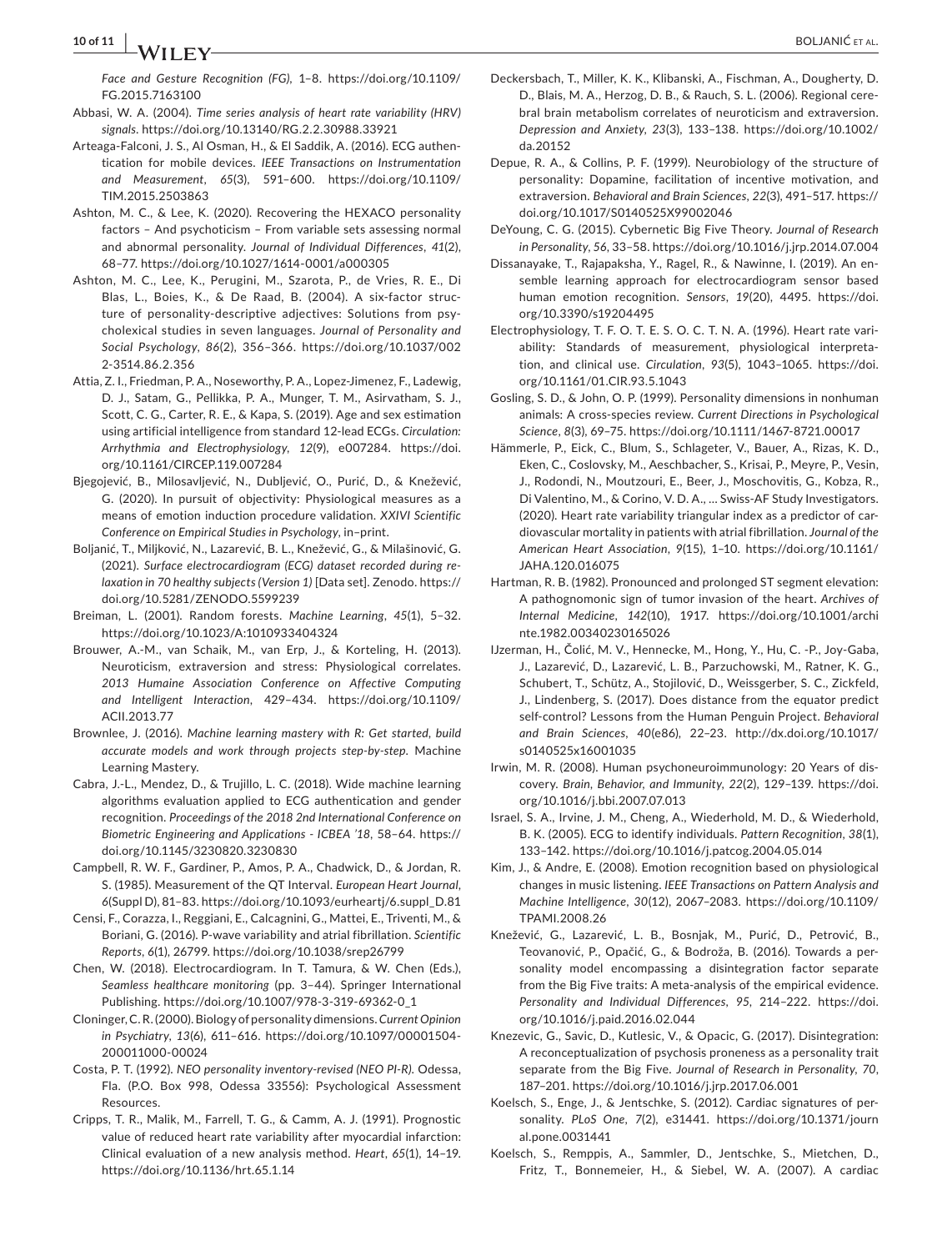*Face and Gesture Recognition (FG)*, 1–8. https://doi.org/10.1109/FG.2015.7163100

Abbasi, W. A. (2004). *Time series analysis of heart rate variability (HRV) signals*. https://doi.org/10.13140/RG.2.2.30988.33921

Arteaga-Falconi, J. S., Al Osman, H., & El Saddik, A. (2016). ECG authentication for mobile devices. *IEEE Transactions on Instrumentation and Measurement*, *65*(3), 591–600. https://doi.org/10.1109/TIM.2015.2503863

Ashton, M. C., & Lee, K. (2020). Recovering the HEXACO personality factors – And psychoticism – From variable sets assessing normal and abnormal personality. *Journal of Individual Differences*, *41*(2), 68–77. https://doi.org/10.1027/1614-0001/a000305

Ashton, M. C., Lee, K., Perugini, M., Szarota, P., de Vries, R. E., Di Blas, L., Boies, K., & De Raad, B. (2004). A six-factor structure of personality-descriptive adjectives: Solutions from psycholexical studies in seven languages. *Journal of Personality and Social Psychology*, *86*(2), 356–366. https://doi.org/10.1037/0022-3514.86.2.356

Attia, Z. I., Friedman, P. A., Noseworthy, P. A., Lopez-Jimenez, F., Ladewig, D. J., Satam, G., Pellikka, P. A., Munger, T. M., Asirvatham, S. J., Scott, C. G., Carter, R. E., & Kapa, S. (2019). Age and sex estimation using artificial intelligence from standard 12-lead ECGs. *Circulation: Arrhythmia and Electrophysiology*, *12*(9), e007284. https://doi.org/10.1161/CIRCEP.119.007284

Bjegojević, B., Milosavljević, N., Dubljević, O., Purić, D., & Knežević, G. (2020). In pursuit of objectivity: Physiological measures as a means of emotion induction procedure validation. *XXVI Scientific Conference on Empirical Studies in Psychology*, in–print.

Boljanić, T., Miljković, N., Lazarević, B. L., Knežević, G., & Milašinović, G. (2021). *Surface electrocardiogram (ECG) dataset recorded during relaxation in 70 healthy subjects (Version 1)* [Data set]. Zenodo. https://doi.org/10.5281/ZENODO.5599239

Breiman, L. (2001). Random forests. *Machine Learning*, *45*(1), 5–32. https://doi.org/10.1023/A:1010933404324

Brouwer, A.-M., van Schaik, M., van Erp, J., & Korteling, H. (2013). Neuroticism, extraversion and stress: Physiological correlates. *2013 Humaine Association Conference on Affective Computing and Intelligent Interaction*, 429–434. https://doi.org/10.1109/ACII.2013.77

Brownlee, J. (2016). *Machine learning mastery with R: Get started, build accurate models and work through projects step-by-step*. Machine Learning Mastery.

Cabra, J.-L., Mendez, D., & Trujillo, L. C. (2018). Wide machine learning algorithms evaluation applied to ECG authentication and gender recognition. *Proceedings of the 2018 2nd International Conference on Biometric Engineering and Applications - ICBEA '18*, 58–64. https://doi.org/10.1145/3230820.3230830

Campbell, R. W. F., Gardiner, P., Amos, P. A., Chadwick, D., & Jordan, R. S. (1985). Measurement of the QT Interval. *European Heart Journal*, *6*(Suppl D), 81–83. https://doi.org/10.1093/eurheartj/6.suppl_D.81

Censi, F., Corazza, I., Reggiani, E., Calcagnini, G., Mattei, E., Triventi, M., & Boriani, G. (2016). P-wave variability and atrial fibrillation. *Scientific Reports*, *6*(1), 26799. https://doi.org/10.1038/srep26799

Chen, W. (2018). Electrocardiogram. In T. Tamura, & W. Chen (Eds.), *Seamless healthcare monitoring* (pp. 3–44). Springer International Publishing. https://doi.org/10.1007/978-3-319-69362-0_1

Cloninger, C. R. (2000). Biology of personality dimensions. *Current Opinion in Psychiatry*, *13*(6), 611–616. https://doi.org/10.1097/00001504-200011000-00024

Costa, P. T. (1992). *NEO personality inventory-revised (NEO PI-R)*. Odessa, Fla. (P.O. Box 998, Odessa 33556): Psychological Assessment Resources.

Cripps, T. R., Malik, M., Farrell, T. G., & Camm, A. J. (1991). Prognostic value of reduced heart rate variability after myocardial infarction: Clinical evaluation of a new analysis method. *Heart*, *65*(1), 14–19. https://doi.org/10.1136/hrt.65.1.14

Deckersbach, T., Miller, K. K., Klibanski, A., Fischman, A., Dougherty, D. D., Blais, M. A., Herzog, D. B., & Rauch, S. L. (2006). Regional cerebral brain metabolism correlates of neuroticism and extraversion. *Depression and Anxiety*, *23*(3), 133–138. https://doi.org/10.1002/da.20152

Depue, R. A., & Collins, P. F. (1999). Neurobiology of the structure of personality: Dopamine, facilitation of incentive motivation, and extraversion. *Behavioral and Brain Sciences*, *22*(3), 491–517. https://doi.org/10.1017/S0140525X99002046

DeYoung, C. G. (2015). Cybernetic Big Five Theory. *Journal of Research in Personality*, *56*, 33–58. https://doi.org/10.1016/j.jrp.2014.07.004

Dissanayake, T., Rajapaksha, Y., Ragel, R., & Nawinne, I. (2019). An ensemble learning approach for electrocardiogram sensor based human emotion recognition. *Sensors*, *19*(20), 4495. https://doi.org/10.3390/s19204495

Electrophysiology, T. F. O. T. E. S. O. C. T. N. A. (1996). Heart rate variability: Standards of measurement, physiological interpretation, and clinical use. *Circulation*, *93*(5), 1043–1065. https://doi.org/10.1161/01.CIR.93.5.1043

Gosling, S. D., & John, O. P. (1999). Personality dimensions in nonhuman animals: A cross-species review. *Current Directions in Psychological Science*, *8*(3), 69–75. https://doi.org/10.1111/1467-8721.00017

Hämmerle, P., Eick, C., Blum, S., Schlageter, V., Bauer, A., Rizas, K. D., Eken, C., Coslovsky, M., Aeschbacher, S., Krisai, P., Meyre, P., Vesin, J., Rodondi, N., Moutzouri, E., Beer, J., Moschovitis, G., Kobza, R., Di Valentino, M., & Corino, V. D. A., … Swiss-AF Study Investigators. (2020). Heart rate variability triangular index as a predictor of cardiovascular mortality in patients with atrial fibrillation. *Journal of the American Heart Association*, *9*(15), 1–10. https://doi.org/10.1161/JAHA.120.016075

Hartman, R. B. (1982). Pronounced and prolonged ST segment elevation: A pathognomonic sign of tumor invasion of the heart. *Archives of Internal Medicine*, *142*(10), 1917. https://doi.org/10.1001/archinte.1982.00340230165026

IJzerman, H., Čolić, M. V., Hennecke, M., Hong, Y., Hu, C. -P., Joy-Gaba, J., Lazarević, D., Lazarević, L. B., Parzuchowski, M., Ratner, K. G., Schubert, T., Schütz, A., Stojilović, D., Weissgerber, S. C., Zickfeld, J., Lindenberg, S. (2017). Does distance from the equator predict self-control? Lessons from the Human Penguin Project. *Behavioral and Brain Sciences*, *40*(e86), 22–23. http://dx.doi.org/10.1017/s0140525x16001035

Irwin, M. R. (2008). Human psychoneuroimmunology: 20 Years of discovery. *Brain, Behavior, and Immunity*, *22*(2), 129–139. https://doi.org/10.1016/j.bbi.2007.07.013

Israel, S. A., Irvine, J. M., Cheng, A., Wiederhold, M. D., & Wiederhold, B. K. (2005). ECG to identify individuals. *Pattern Recognition*, *38*(1), 133–142. https://doi.org/10.1016/j.patcog.2004.05.014

Kim, J., & Andre, E. (2008). Emotion recognition based on physiological changes in music listening. *IEEE Transactions on Pattern Analysis and Machine Intelligence*, *30*(12), 2067–2083. https://doi.org/10.1109/TPAMI.2008.26

Knežević, G., Lazarević, L. B., Bosnjak, M., Purić, D., Petrović, B., Teovanović, P., Opačić, G., & Bodroža, B. (2016). Towards a personality model encompassing a disintegration factor separate from the Big Five traits: A meta-analysis of the empirical evidence. *Personality and Individual Differences*, *95*, 214–222. https://doi.org/10.1016/j.paid.2016.02.044

Knezevic, G., Savic, D., Kutlesic, V., & Opacic, G. (2017). Disintegration: A reconceptualization of psychosis proneness as a personality trait separate from the Big Five. *Journal of Research in Personality*, *70*, 187–201. https://doi.org/10.1016/j.jrp.2017.06.001

Koelsch, S., Enge, J., & Jentschke, S. (2012). Cardiac signatures of personality. *PLoS One*, *7*(2), e31441. https://doi.org/10.1371/journal.pone.0031441

Koelsch, S., Remppis, A., Sammler, D., Jentschke, S., Mietchen, D., Fritz, T., Bonnemeier, H., & Siebel, W. A. (2007). A cardiac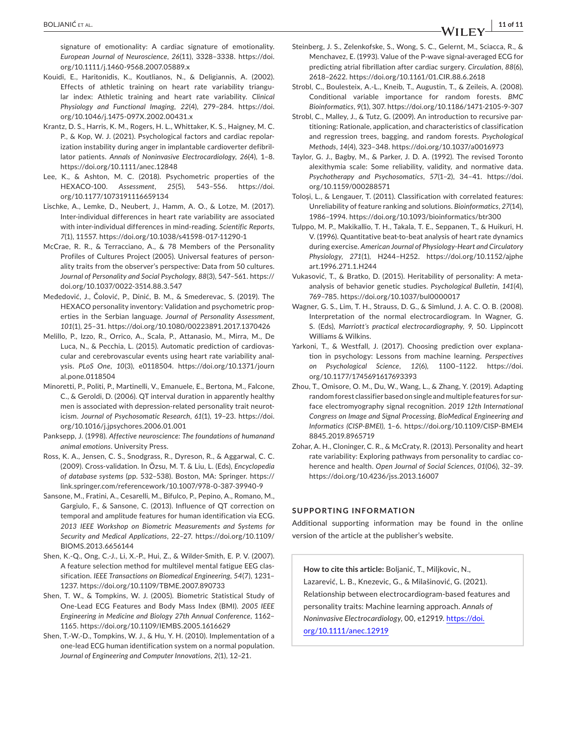signature of emotionality: A cardiac signature of emotionality. *European Journal of Neuroscience*, *26*(11), 3328–3338. https://doi.org/10.1111/j.1460-9568.2007.05889.x

Kouidi, E., Haritonidis, K., Koutlianos, N., & Deligiannis, A. (2002). Effects of athletic training on heart rate variability triangular index: Athletic training and heart rate variability. *Clinical Physiology and Functional Imaging*, *22*(4), 279–284. https://doi.org/10.1046/j.1475-097X.2002.00431.x

Krantz, D. S., Harris, K. M., Rogers, H. L., Whittaker, K. S., Haigney, M. C. P., & Kop, W. J. (2021). Psychological factors and cardiac repolarization instability during anger in implantable cardioverter defibrillator patients. *Annals of Noninvasive Electrocardiology*, *26*(4), 1–8. https://doi.org/10.1111/anec.12848

Lee, K., & Ashton, M. C. (2018). Psychometric properties of the HEXACO-100. *Assessment*, *25*(5), 543–556. https://doi.org/10.1177/1073191116659134

Lischke, A., Lemke, D., Neubert, J., Hamm, A. O., & Lotze, M. (2017). Inter-individual differences in heart rate variability are associated with inter-individual differences in mind-reading. *Scientific Reports*, *7*(1), 11557. https://doi.org/10.1038/s41598-017-11290-1

McCrae, R. R., & Terracciano, A., & 78 Members of the Personality Profiles of Cultures Project (2005). Universal features of personality traits from the observer's perspective: Data from 50 cultures. *Journal of Personality and Social Psychology*, *88*(3), 547–561. https://doi.org/10.1037/0022-3514.88.3.547

Međedović, J., Čolović, P., Dinić, B. M., & Smederevac, S. (2019). The HEXACO personality inventory: Validation and psychometric properties in the Serbian language. *Journal of Personality Assessment*, *101*(1), 25–31. https://doi.org/10.1080/00223891.2017.1370426

Melillo, P., Izzo, R., Orrico, A., Scala, P., Attanasio, M., Mirra, M., De Luca, N., & Pecchia, L. (2015). Automatic prediction of cardiovascular and cerebrovascular events using heart rate variability analysis. *PLoS One*, *10*(3), e0118504. https://doi.org/10.1371/journal.pone.0118504

Minoretti, P., Politi, P., Martinelli, V., Emanuele, E., Bertona, M., Falcone, C., & Geroldi, D. (2006). QT interval duration in apparently healthy men is associated with depression-related personality trait neuroticism. *Journal of Psychosomatic Research*, *61*(1), 19–23. https://doi.org/10.1016/j.jpsychores.2006.01.001

Panksepp, J. (1998). *Affective neuroscience: The foundations of humanand animal emotions*. University Press.

Ross, K. A., Jensen, C. S., Snodgrass, R., Dyreson, R., & Aggarwal, C. C. (2009). Cross-validation. In Özsu, M. T. & Liu, L. (Eds), *Encyclopedia of database systems* (pp. 532–538). Boston, MA: Springer. https://link.springer.com/referencework/10.1007/978-0-387-39940-9

Sansone, M., Fratini, A., Cesarelli, M., Bifulco, P., Pepino, A., Romano, M., Gargiulo, F., & Sansone, C. (2013). Influence of QT correction on temporal and amplitude features for human identification via ECG. *2013 IEEE Workshop on Biometric Measurements and Systems for Security and Medical Applications*, 22–27. https://doi.org/10.1109/BIOMS.2013.6656144

Shen, K.-Q., Ong, C.-J., Li, X.-P., Hui, Z., & Wilder-Smith, E. P. V. (2007). A feature selection method for multilevel mental fatigue EEG classification. *IEEE Transactions on Biomedical Engineering*, *54*(7), 1231–1237. https://doi.org/10.1109/TBME.2007.890733

Shen, T. W., & Tompkins, W. J. (2005). Biometric Statistical Study of One-Lead ECG Features and Body Mass Index (BMI). *2005 IEEE Engineering in Medicine and Biology 27th Annual Conference*, 1162–1165. https://doi.org/10.1109/IEMBS.2005.1616629

Shen, T.-W.-D., Tompkins, W. J., & Hu, Y. H. (2010). Implementation of a one-lead ECG human identification system on a normal population. *Journal of Engineering and Computer Innovations*, *2*(1), 12–21.

Steinberg, J. S., Zelenkofske, S., Wong, S. C., Gelernt, M., Sciacca, R., & Menchavez, E. (1993). Value of the P-wave signal-averaged ECG for predicting atrial fibrillation after cardiac surgery. *Circulation*, *88*(6), 2618–2622. https://doi.org/10.1161/01.CIR.88.6.2618

Strobl, C., Boulesteix, A.-L., Kneib, T., Augustin, T., & Zeileis, A. (2008). Conditional variable importance for random forests. *BMC Bioinformatics*, *9*(1), 307. https://doi.org/10.1186/1471-2105-9-307

Strobl, C., Malley, J., & Tutz, G. (2009). An introduction to recursive partitioning: Rationale, application, and characteristics of classification and regression trees, bagging, and random forests. *Psychological Methods*, *14*(4), 323–348. https://doi.org/10.1037/a0016973

Taylor, G. J., Bagby, M., & Parker, J. D. A. (1992). The revised Toronto alexithymia scale: Some reliability, validity, and normative data. *Psychotherapy and Psychosomatics*, *57*(1–2), 34–41. https://doi.org/10.1159/000288571

Toloşi, L., & Lengauer, T. (2011). Classification with correlated features: Unreliability of feature ranking and solutions. *Bioinformatics*, *27*(14), 1986–1994. https://doi.org/10.1093/bioinformatics/btr300

Tulppo, M. P., Makikallio, T. H., Takala, T. E., Seppanen, T., & Huikuri, H. V. (1996). Quantitative beat-to-beat analysis of heart rate dynamics during exercise. *American Journal of Physiology-Heart and Circulatory Physiology*, *271*(1), H244–H252. https://doi.org/10.1152/ajpheart.1996.271.1.H244

Vukasović, T., & Bratko, D. (2015). Heritability of personality: A meta-analysis of behavior genetic studies. *Psychological Bulletin*, *141*(4), 769–785. https://doi.org/10.1037/bul0000017

Wagner, G. S., Lim, T. H., Strauss, D. G., & Simlund, J. A. C. O. B. (2008). Interpretation of the normal electrocardiogram. In Wagner, G. S. (Eds), *Marriott's practical electrocardiography*, *9*, 50. Lippincott Williams & Wilkins.

Yarkoni, T., & Westfall, J. (2017). Choosing prediction over explanation in psychology: Lessons from machine learning. *Perspectives on Psychological Science*, *12*(6), 1100–1122. https://doi.org/10.1177/1745691617693393

Zhou, T., Omisore, O. M., Du, W., Wang, L., & Zhang, Y. (2019). Adapting random forest classifier based on single and multiple features for surface electromyography signal recognition. *2019 12th International Congress on Image and Signal Processing, BioMedical Engineering and Informatics (CISP-BMEI)*, 1–6. https://doi.org/10.1109/CISP-BMEI48845.2019.8965719

Zohar, A. H., Cloninger, C. R., & McCraty, R. (2013). Personality and heart rate variability: Exploring pathways from personality to cardiac coherence and health. *Open Journal of Social Sciences*, *01*(06), 32–39. https://doi.org/10.4236/jss.2013.16007

## SUPPORTING INFORMATION

Additional supporting information may be found in the online version of the article at the publisher's website.

**How to cite this article:** Boljanić, T., Miljkovic, N., Lazarević, L. B., Knezevic, G., & Milašinović, G. (2021). Relationship between electrocardiogram-based features and personality traits: Machine learning approach. *Annals of Noninvasive Electrocardiology*, 00, e12919. https://doi.org/10.1111/anec.12919